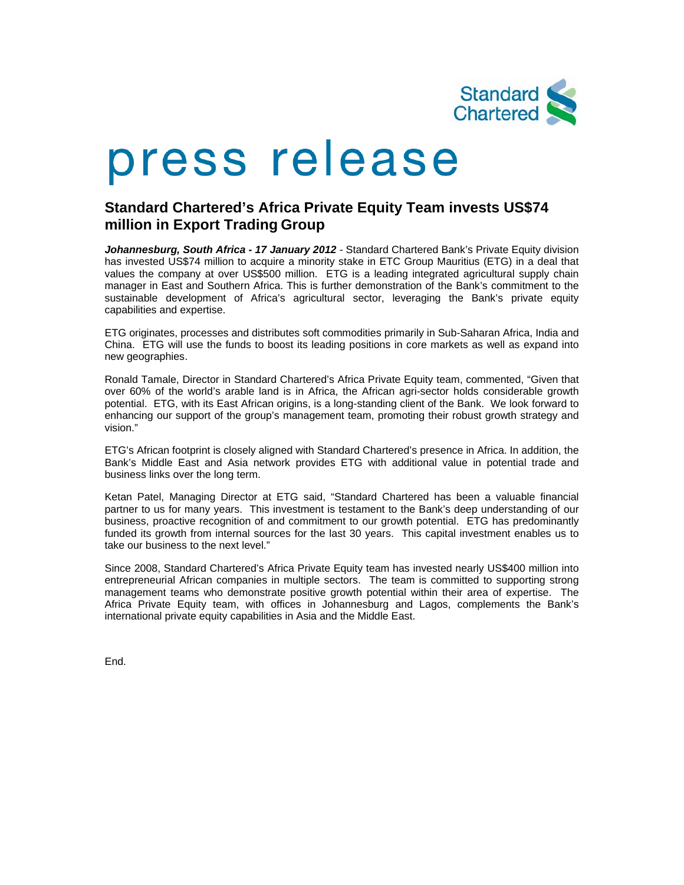# press release

## Standard Chartered's Africa Private Equity Team invests US$74 million in Export Trading Group

***Johannesburg, South Africa - 17 January 2012*** - Standard Chartered Bank's Private Equity division has invested US$74 million to acquire a minority stake in ETC Group Mauritius (ETG) in a deal that values the company at over US$500 million. ETG is a leading integrated agricultural supply chain manager in East and Southern Africa. This is further demonstration of the Bank's commitment to the sustainable development of Africa's agricultural sector, leveraging the Bank's private equity capabilities and expertise.

ETG originates, processes and distributes soft commodities primarily in Sub-Saharan Africa, India and China. ETG will use the funds to boost its leading positions in core markets as well as expand into new geographies.

Ronald Tamale, Director in Standard Chartered's Africa Private Equity team, commented, "Given that over 60% of the world's arable land is in Africa, the African agri-sector holds considerable growth potential. ETG, with its East African origins, is a long-standing client of the Bank. We look forward to enhancing our support of the group's management team, promoting their robust growth strategy and vision."

ETG's African footprint is closely aligned with Standard Chartered's presence in Africa. In addition, the Bank's Middle East and Asia network provides ETG with additional value in potential trade and business links over the long term.

Ketan Patel, Managing Director at ETG said, "Standard Chartered has been a valuable financial partner to us for many years. This investment is testament to the Bank's deep understanding of our business, proactive recognition of and commitment to our growth potential. ETG has predominantly funded its growth from internal sources for the last 30 years. This capital investment enables us to take our business to the next level."

Since 2008, Standard Chartered's Africa Private Equity team has invested nearly US$400 million into entrepreneurial African companies in multiple sectors. The team is committed to supporting strong management teams who demonstrate positive growth potential within their area of expertise. The Africa Private Equity team, with offices in Johannesburg and Lagos, complements the Bank's international private equity capabilities in Asia and the Middle East.

End.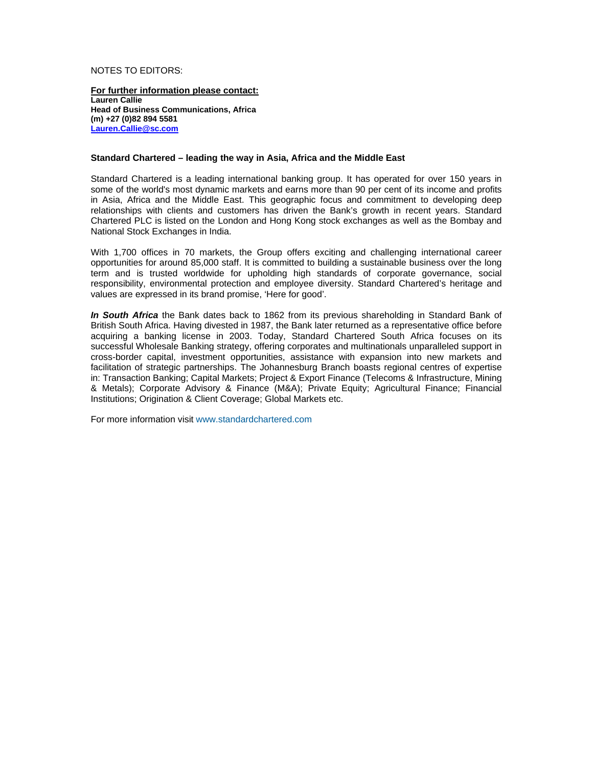NOTES TO EDITORS:

**For further information please contact:**
**Lauren Callie**
**Head of Business Communications, Africa**
**(m) +27 (0)82 894 5581**
**Lauren.Callie@sc.com**

**Standard Chartered – leading the way in Asia, Africa and the Middle East**

Standard Chartered is a leading international banking group. It has operated for over 150 years in some of the world's most dynamic markets and earns more than 90 per cent of its income and profits in Asia, Africa and the Middle East. This geographic focus and commitment to developing deep relationships with clients and customers has driven the Bank's growth in recent years. Standard Chartered PLC is listed on the London and Hong Kong stock exchanges as well as the Bombay and National Stock Exchanges in India.

With 1,700 offices in 70 markets, the Group offers exciting and challenging international career opportunities for around 85,000 staff. It is committed to building a sustainable business over the long term and is trusted worldwide for upholding high standards of corporate governance, social responsibility, environmental protection and employee diversity. Standard Chartered's heritage and values are expressed in its brand promise, 'Here for good'.

***In South Africa*** the Bank dates back to 1862 from its previous shareholding in Standard Bank of British South Africa. Having divested in 1987, the Bank later returned as a representative office before acquiring a banking license in 2003. Today, Standard Chartered South Africa focuses on its successful Wholesale Banking strategy, offering corporates and multinationals unparalleled support in cross-border capital, investment opportunities, assistance with expansion into new markets and facilitation of strategic partnerships. The Johannesburg Branch boasts regional centres of expertise in: Transaction Banking; Capital Markets; Project & Export Finance (Telecoms & Infrastructure, Mining & Metals); Corporate Advisory & Finance (M&A); Private Equity; Agricultural Finance; Financial Institutions; Origination & Client Coverage; Global Markets etc.

For more information visit www.standardchartered.com